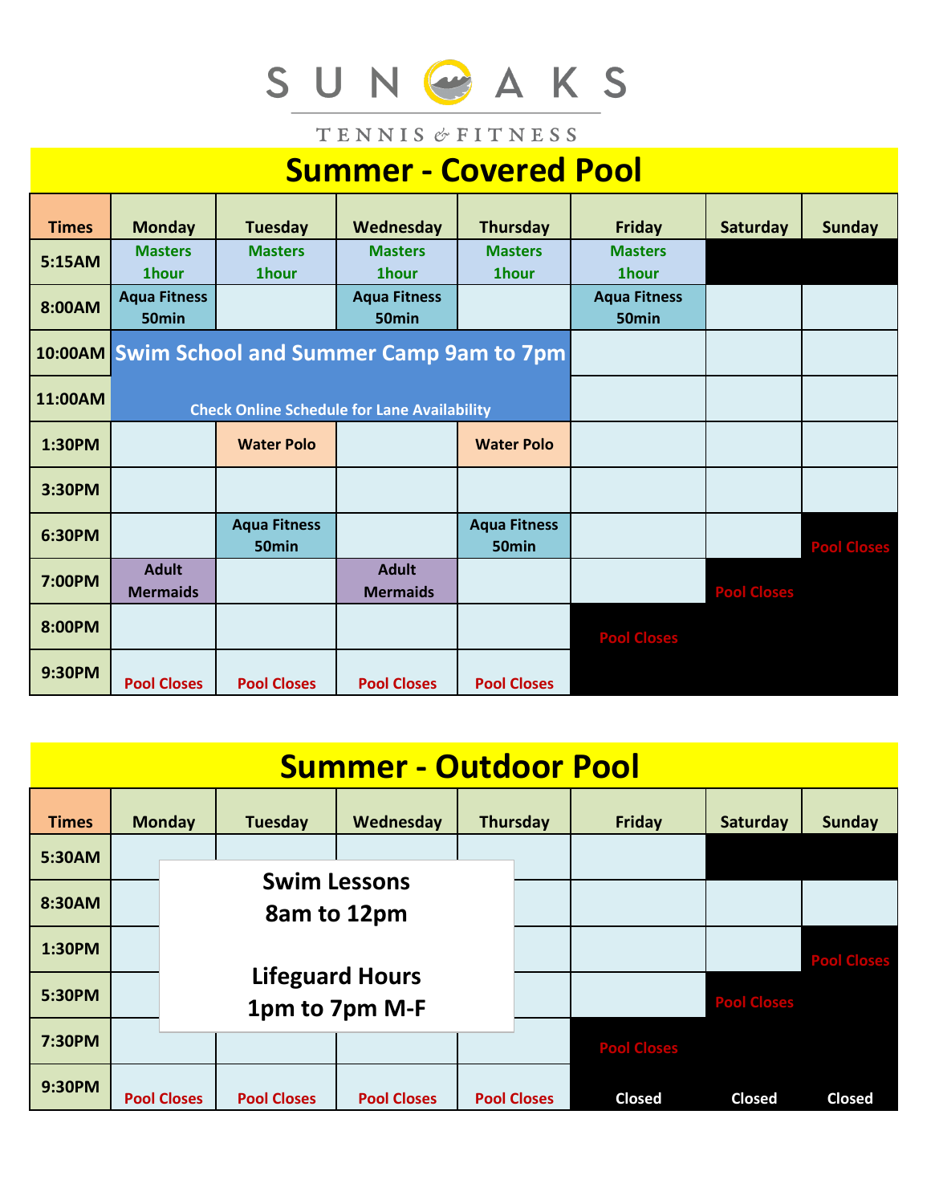SUN OAKS

TENNIS & FITNESS

# Summer - Covered Pool

| Times | Monday | Tuesday | Wednesday | Thursday | Friday | Saturday | Sunday |
|---|---|---|---|---|---|---|---|
| 5:15AM | Masters 1hour | Masters 1hour | Masters 1hour | Masters 1hour | Masters 1hour | | |
| 8:00AM | Aqua Fitness 50min | | Aqua Fitness 50min | | Aqua Fitness 50min | | |
| 10:00AM | Swim School and Summer Camp 9am to 7pm | | | | | | |
| 11:00AM | Check Online Schedule for Lane Availability | | | | | | |
| 1:30PM | | Water Polo | | Water Polo | | | |
| 3:30PM | | | | | | | |
| 6:30PM | | Aqua Fitness 50min | | Aqua Fitness 50min | | | Pool Closes |
| 7:00PM | Adult Mermaids | | Adult Mermaids | | | Pool Closes | |
| 8:00PM | | | | | Pool Closes | | |
| 9:30PM | Pool Closes | Pool Closes | Pool Closes | Pool Closes | | | |

# Summer - Outdoor Pool

Swim Lessons 8am to 12pm

Lifeguard Hours 1pm to 7pm M-F

| Times | Monday | Tuesday | Wednesday | Thursday | Friday | Saturday | Sunday |
|---|---|---|---|---|---|---|---|
| 5:30AM | | | | | | | |
| 8:30AM | | | | | | | |
| 1:30PM | | | | | | | Pool Closes |
| 5:30PM | | | | | | Pool Closes | |
| 7:30PM | | | | | Pool Closes | | |
| 9:30PM | Pool Closes | Pool Closes | Pool Closes | Pool Closes | Closed | Closed | Closed |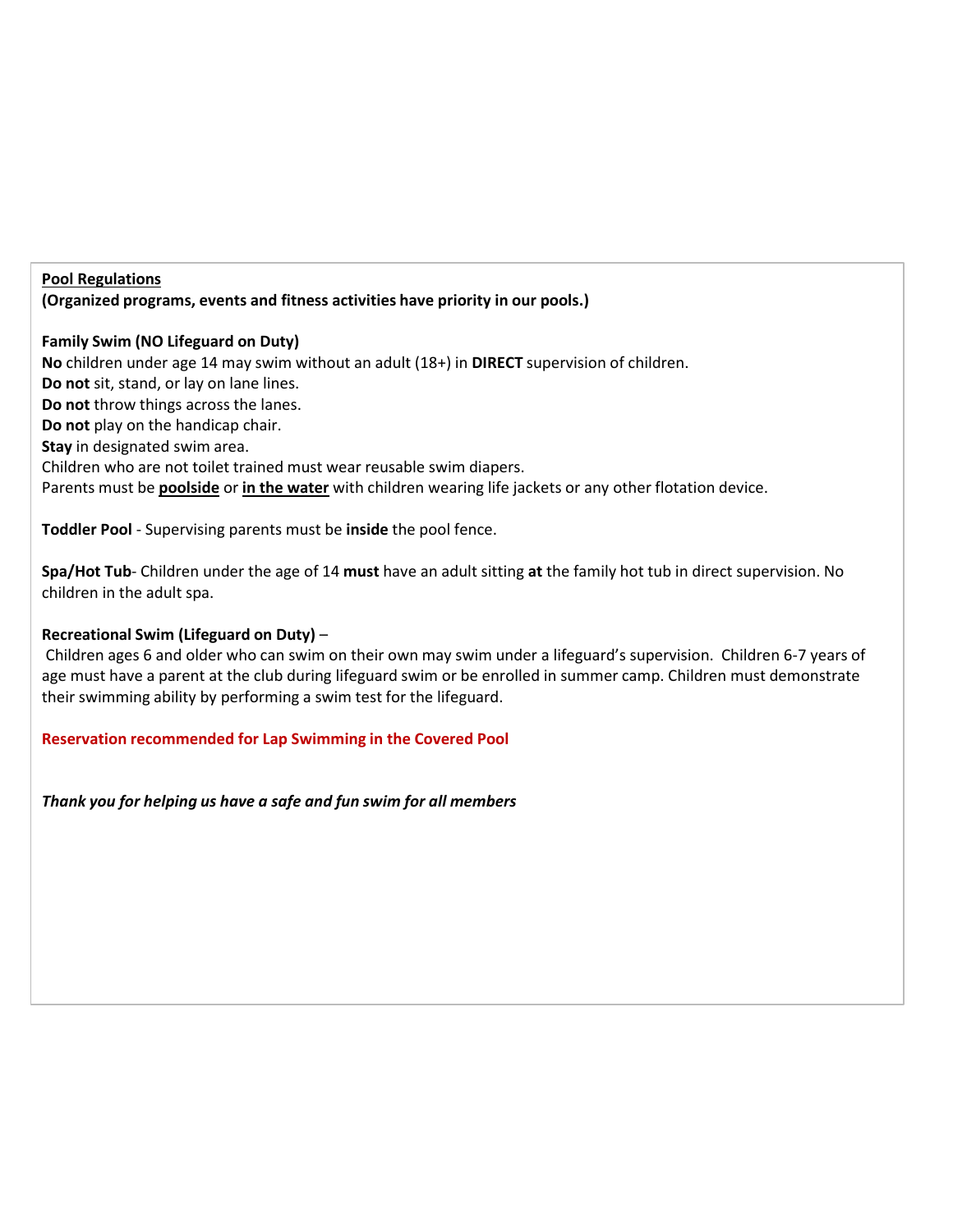**Pool Regulations**

**(Organized programs, events and fitness activities have priority in our pools.)**

**Family Swim (NO Lifeguard on Duty)**

**No** children under age 14 may swim without an adult (18+) in **DIRECT** supervision of children.
**Do not** sit, stand, or lay on lane lines.
**Do not** throw things across the lanes.
**Do not** play on the handicap chair.
**Stay** in designated swim area.
Children who are not toilet trained must wear reusable swim diapers.
Parents must be **poolside** or **in the water** with children wearing life jackets or any other flotation device.

**Toddler Pool** - Supervising parents must be **inside** the pool fence.

**Spa/Hot Tub**- Children under the age of 14 **must** have an adult sitting **at** the family hot tub in direct supervision. No children in the adult spa.

**Recreational Swim (Lifeguard on Duty)** –

Children ages 6 and older who can swim on their own may swim under a lifeguard's supervision. Children 6-7 years of age must have a parent at the club during lifeguard swim or be enrolled in summer camp. Children must demonstrate their swimming ability by performing a swim test for the lifeguard.

**Reservation recommended for Lap Swimming in the Covered Pool**

***Thank you for helping us have a safe and fun swim for all members***